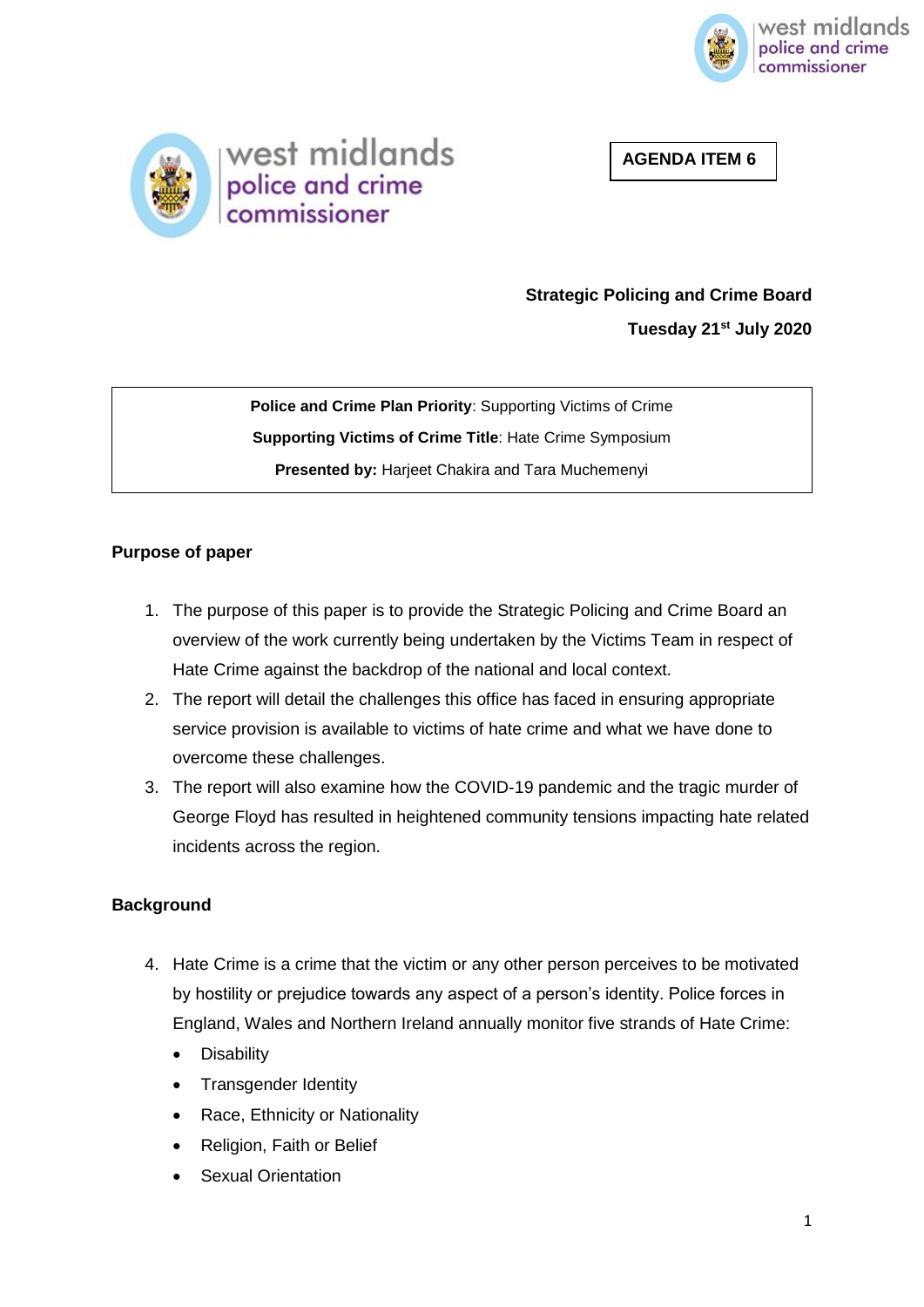**AGENDA ITEM 6**

**Strategic Policing and Crime Board**

**Tuesday 21st July 2020**

| **Police and Crime Plan Priority**: Supporting Victims of Crime |
|---|
| **Supporting Victims of Crime Title**: Hate Crime Symposium |
| **Presented by:** Harjeet Chakira and Tara Muchemenyi |

## Purpose of paper

1. The purpose of this paper is to provide the Strategic Policing and Crime Board an overview of the work currently being undertaken by the Victims Team in respect of Hate Crime against the backdrop of the national and local context.
2. The report will detail the challenges this office has faced in ensuring appropriate service provision is available to victims of hate crime and what we have done to overcome these challenges.
3. The report will also examine how the COVID-19 pandemic and the tragic murder of George Floyd has resulted in heightened community tensions impacting hate related incidents across the region.

## Background

4. Hate Crime is a crime that the victim or any other person perceives to be motivated by hostility or prejudice towards any aspect of a person's identity. Police forces in England, Wales and Northern Ireland annually monitor five strands of Hate Crime:
   - Disability
   - Transgender Identity
   - Race, Ethnicity or Nationality
   - Religion, Faith or Belief
   - Sexual Orientation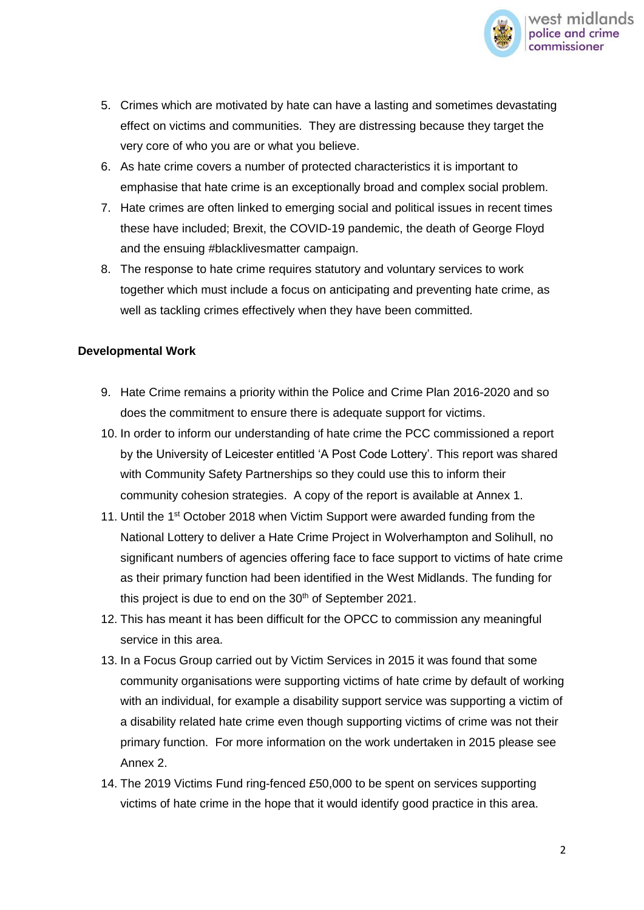5. Crimes which are motivated by hate can have a lasting and sometimes devastating effect on victims and communities. They are distressing because they target the very core of who you are or what you believe.
6. As hate crime covers a number of protected characteristics it is important to emphasise that hate crime is an exceptionally broad and complex social problem.
7. Hate crimes are often linked to emerging social and political issues in recent times these have included; Brexit, the COVID-19 pandemic, the death of George Floyd and the ensuing #blacklivesmatter campaign.
8. The response to hate crime requires statutory and voluntary services to work together which must include a focus on anticipating and preventing hate crime, as well as tackling crimes effectively when they have been committed.

**Developmental Work**

9. Hate Crime remains a priority within the Police and Crime Plan 2016-2020 and so does the commitment to ensure there is adequate support for victims.
10. In order to inform our understanding of hate crime the PCC commissioned a report by the University of Leicester entitled 'A Post Code Lottery'. This report was shared with Community Safety Partnerships so they could use this to inform their community cohesion strategies. A copy of the report is available at Annex 1.
11. Until the 1st October 2018 when Victim Support were awarded funding from the National Lottery to deliver a Hate Crime Project in Wolverhampton and Solihull, no significant numbers of agencies offering face to face support to victims of hate crime as their primary function had been identified in the West Midlands. The funding for this project is due to end on the 30th of September 2021.
12. This has meant it has been difficult for the OPCC to commission any meaningful service in this area.
13. In a Focus Group carried out by Victim Services in 2015 it was found that some community organisations were supporting victims of hate crime by default of working with an individual, for example a disability support service was supporting a victim of a disability related hate crime even though supporting victims of crime was not their primary function. For more information on the work undertaken in 2015 please see Annex 2.
14. The 2019 Victims Fund ring-fenced £50,000 to be spent on services supporting victims of hate crime in the hope that it would identify good practice in this area.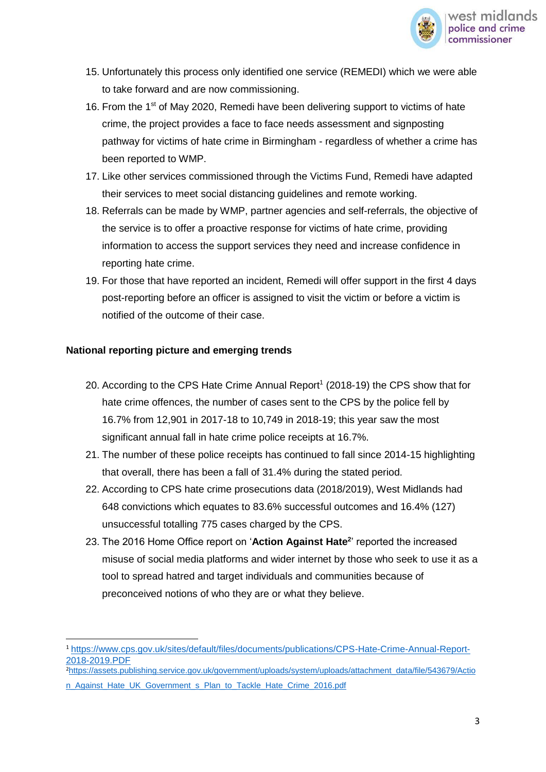15. Unfortunately this process only identified one service (REMEDI) which we were able to take forward and are now commissioning.
16. From the 1st of May 2020, Remedi have been delivering support to victims of hate crime, the project provides a face to face needs assessment and signposting pathway for victims of hate crime in Birmingham - regardless of whether a crime has been reported to WMP.
17. Like other services commissioned through the Victims Fund, Remedi have adapted their services to meet social distancing guidelines and remote working.
18. Referrals can be made by WMP, partner agencies and self-referrals, the objective of the service is to offer a proactive response for victims of hate crime, providing information to access the support services they need and increase confidence in reporting hate crime.
19. For those that have reported an incident, Remedi will offer support in the first 4 days post-reporting before an officer is assigned to visit the victim or before a victim is notified of the outcome of their case.

**National reporting picture and emerging trends**

20. According to the CPS Hate Crime Annual Report[1] (2018-19) the CPS show that for hate crime offences, the number of cases sent to the CPS by the police fell by 16.7% from 12,901 in 2017-18 to 10,749 in 2018-19; this year saw the most significant annual fall in hate crime police receipts at 16.7%.
21. The number of these police receipts has continued to fall since 2014-15 highlighting that overall, there has been a fall of 31.4% during the stated period.
22. According to CPS hate crime prosecutions data (2018/2019), West Midlands had 648 convictions which equates to 83.6% successful outcomes and 16.4% (127) unsuccessful totalling 775 cases charged by the CPS.
23. The 2016 Home Office report on '**Action Against Hate**[2]' reported the increased misuse of social media platforms and wider internet by those who seek to use it as a tool to spread hatred and target individuals and communities because of preconceived notions of who they are or what they believe.

---

[1] https://www.cps.gov.uk/sites/default/files/documents/publications/CPS-Hate-Crime-Annual-Report-2018-2019.PDF

[2] https://assets.publishing.service.gov.uk/government/uploads/system/uploads/attachment_data/file/543679/Action_Against_Hate_UK_Government_s_Plan_to_Tackle_Hate_Crime_2016.pdf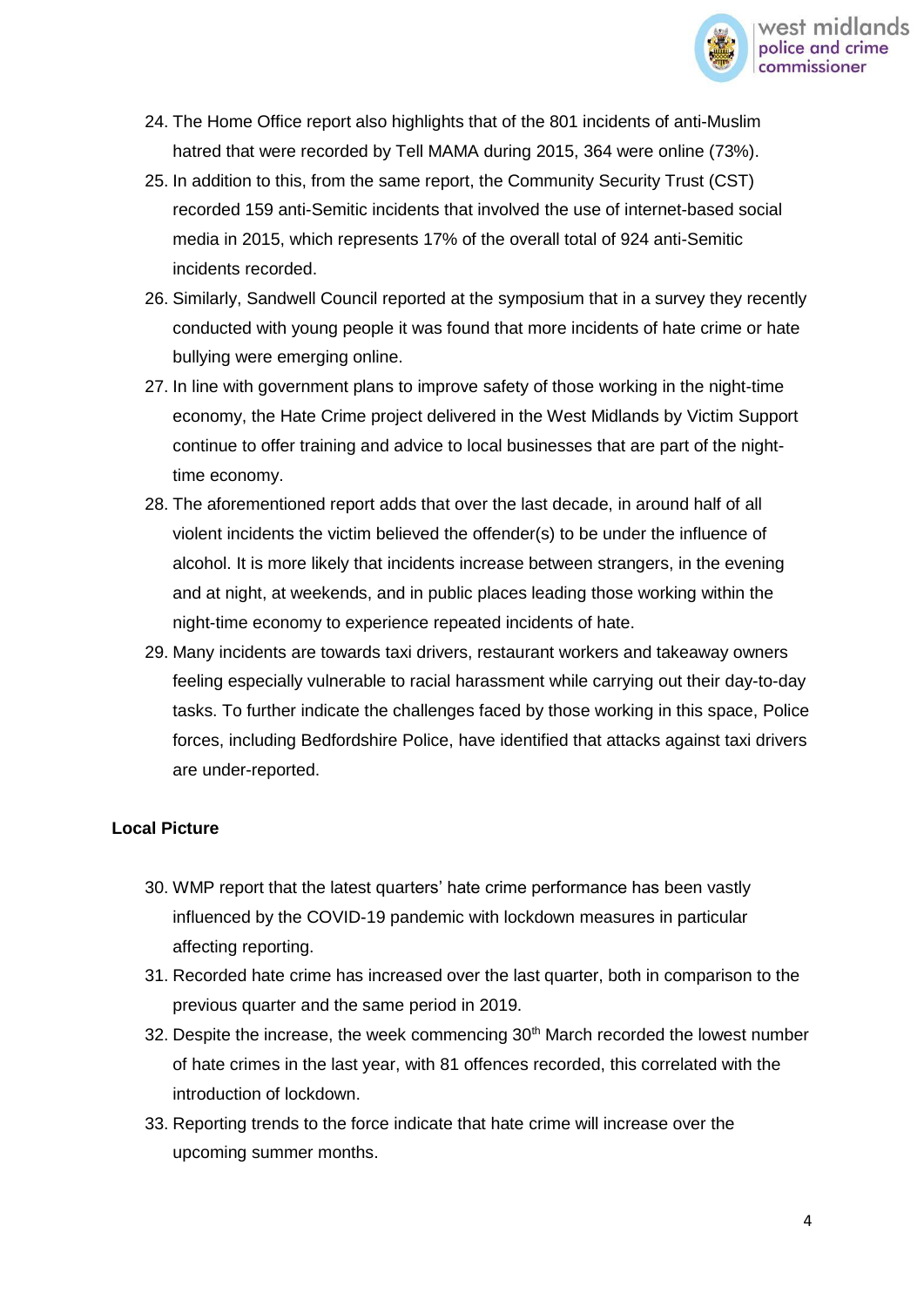24. The Home Office report also highlights that of the 801 incidents of anti-Muslim hatred that were recorded by Tell MAMA during 2015, 364 were online (73%).
25. In addition to this, from the same report, the Community Security Trust (CST) recorded 159 anti-Semitic incidents that involved the use of internet-based social media in 2015, which represents 17% of the overall total of 924 anti-Semitic incidents recorded.
26. Similarly, Sandwell Council reported at the symposium that in a survey they recently conducted with young people it was found that more incidents of hate crime or hate bullying were emerging online.
27. In line with government plans to improve safety of those working in the night-time economy, the Hate Crime project delivered in the West Midlands by Victim Support continue to offer training and advice to local businesses that are part of the night-time economy.
28. The aforementioned report adds that over the last decade, in around half of all violent incidents the victim believed the offender(s) to be under the influence of alcohol. It is more likely that incidents increase between strangers, in the evening and at night, at weekends, and in public places leading those working within the night-time economy to experience repeated incidents of hate.
29. Many incidents are towards taxi drivers, restaurant workers and takeaway owners feeling especially vulnerable to racial harassment while carrying out their day-to-day tasks. To further indicate the challenges faced by those working in this space, Police forces, including Bedfordshire Police, have identified that attacks against taxi drivers are under-reported.

**Local Picture**

30. WMP report that the latest quarters' hate crime performance has been vastly influenced by the COVID-19 pandemic with lockdown measures in particular affecting reporting.
31. Recorded hate crime has increased over the last quarter, both in comparison to the previous quarter and the same period in 2019.
32. Despite the increase, the week commencing 30th March recorded the lowest number of hate crimes in the last year, with 81 offences recorded, this correlated with the introduction of lockdown.
33. Reporting trends to the force indicate that hate crime will increase over the upcoming summer months.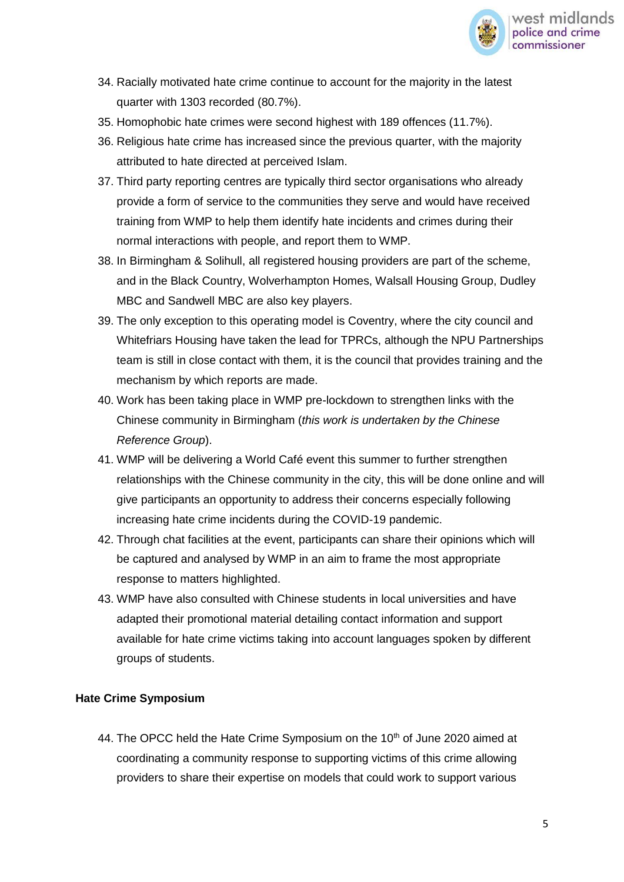34. Racially motivated hate crime continue to account for the majority in the latest quarter with 1303 recorded (80.7%).
35. Homophobic hate crimes were second highest with 189 offences (11.7%).
36. Religious hate crime has increased since the previous quarter, with the majority attributed to hate directed at perceived Islam.
37. Third party reporting centres are typically third sector organisations who already provide a form of service to the communities they serve and would have received training from WMP to help them identify hate incidents and crimes during their normal interactions with people, and report them to WMP.
38. In Birmingham & Solihull, all registered housing providers are part of the scheme, and in the Black Country, Wolverhampton Homes, Walsall Housing Group, Dudley MBC and Sandwell MBC are also key players.
39. The only exception to this operating model is Coventry, where the city council and Whitefriars Housing have taken the lead for TPRCs, although the NPU Partnerships team is still in close contact with them, it is the council that provides training and the mechanism by which reports are made.
40. Work has been taking place in WMP pre-lockdown to strengthen links with the Chinese community in Birmingham (*this work is undertaken by the Chinese Reference Group*).
41. WMP will be delivering a World Café event this summer to further strengthen relationships with the Chinese community in the city, this will be done online and will give participants an opportunity to address their concerns especially following increasing hate crime incidents during the COVID-19 pandemic.
42. Through chat facilities at the event, participants can share their opinions which will be captured and analysed by WMP in an aim to frame the most appropriate response to matters highlighted.
43. WMP have also consulted with Chinese students in local universities and have adapted their promotional material detailing contact information and support available for hate crime victims taking into account languages spoken by different groups of students.

**Hate Crime Symposium**

44. The OPCC held the Hate Crime Symposium on the 10th of June 2020 aimed at coordinating a community response to supporting victims of this crime allowing providers to share their expertise on models that could work to support various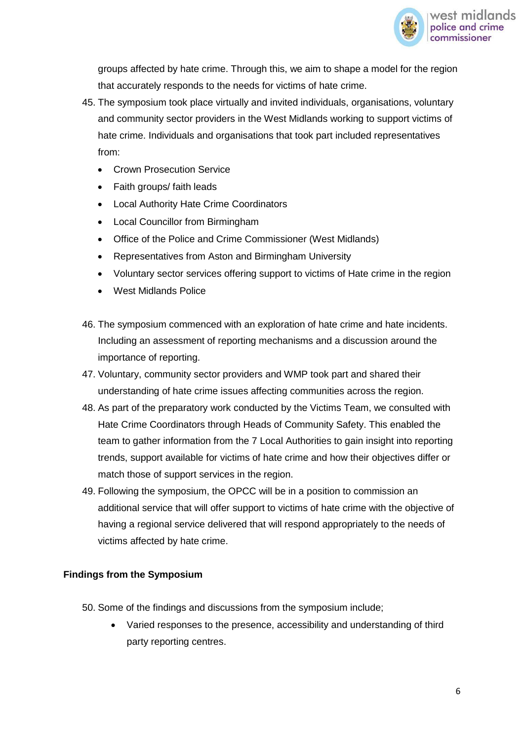groups affected by hate crime. Through this, we aim to shape a model for the region that accurately responds to the needs for victims of hate crime.

45. The symposium took place virtually and invited individuals, organisations, voluntary and community sector providers in the West Midlands working to support victims of hate crime. Individuals and organisations that took part included representatives from:
    - Crown Prosecution Service
    - Faith groups/ faith leads
    - Local Authority Hate Crime Coordinators
    - Local Councillor from Birmingham
    - Office of the Police and Crime Commissioner (West Midlands)
    - Representatives from Aston and Birmingham University
    - Voluntary sector services offering support to victims of Hate crime in the region
    - West Midlands Police

46. The symposium commenced with an exploration of hate crime and hate incidents. Including an assessment of reporting mechanisms and a discussion around the importance of reporting.
47. Voluntary, community sector providers and WMP took part and shared their understanding of hate crime issues affecting communities across the region.
48. As part of the preparatory work conducted by the Victims Team, we consulted with Hate Crime Coordinators through Heads of Community Safety. This enabled the team to gather information from the 7 Local Authorities to gain insight into reporting trends, support available for victims of hate crime and how their objectives differ or match those of support services in the region.
49. Following the symposium, the OPCC will be in a position to commission an additional service that will offer support to victims of hate crime with the objective of having a regional service delivered that will respond appropriately to the needs of victims affected by hate crime.

**Findings from the Symposium**

50. Some of the findings and discussions from the symposium include;
    - Varied responses to the presence, accessibility and understanding of third party reporting centres.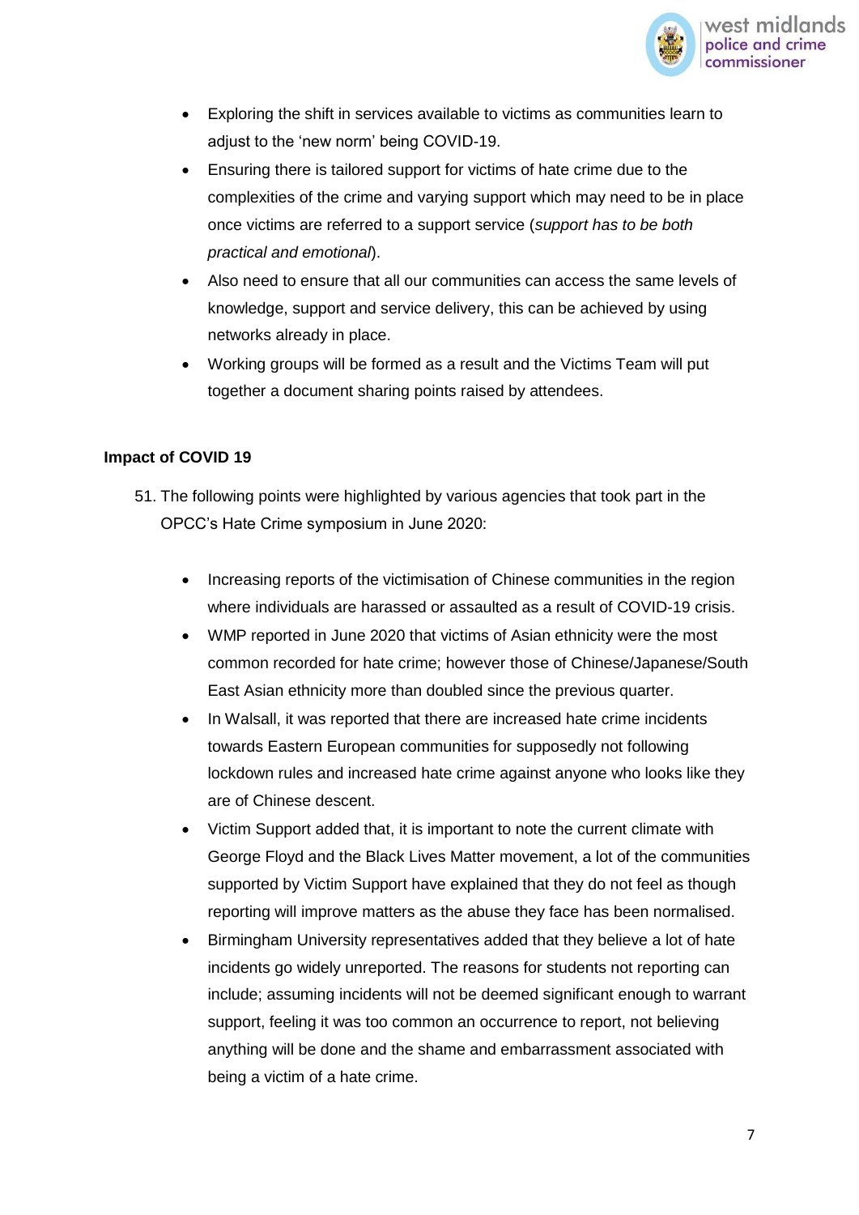- Exploring the shift in services available to victims as communities learn to adjust to the 'new norm' being COVID-19.
- Ensuring there is tailored support for victims of hate crime due to the complexities of the crime and varying support which may need to be in place once victims are referred to a support service (*support has to be both practical and emotional*).
- Also need to ensure that all our communities can access the same levels of knowledge, support and service delivery, this can be achieved by using networks already in place.
- Working groups will be formed as a result and the Victims Team will put together a document sharing points raised by attendees.

**Impact of COVID 19**

51. The following points were highlighted by various agencies that took part in the OPCC's Hate Crime symposium in June 2020:

    - Increasing reports of the victimisation of Chinese communities in the region where individuals are harassed or assaulted as a result of COVID-19 crisis.
    - WMP reported in June 2020 that victims of Asian ethnicity were the most common recorded for hate crime; however those of Chinese/Japanese/South East Asian ethnicity more than doubled since the previous quarter.
    - In Walsall, it was reported that there are increased hate crime incidents towards Eastern European communities for supposedly not following lockdown rules and increased hate crime against anyone who looks like they are of Chinese descent.
    - Victim Support added that, it is important to note the current climate with George Floyd and the Black Lives Matter movement, a lot of the communities supported by Victim Support have explained that they do not feel as though reporting will improve matters as the abuse they face has been normalised.
    - Birmingham University representatives added that they believe a lot of hate incidents go widely unreported. The reasons for students not reporting can include; assuming incidents will not be deemed significant enough to warrant support, feeling it was too common an occurrence to report, not believing anything will be done and the shame and embarrassment associated with being a victim of a hate crime.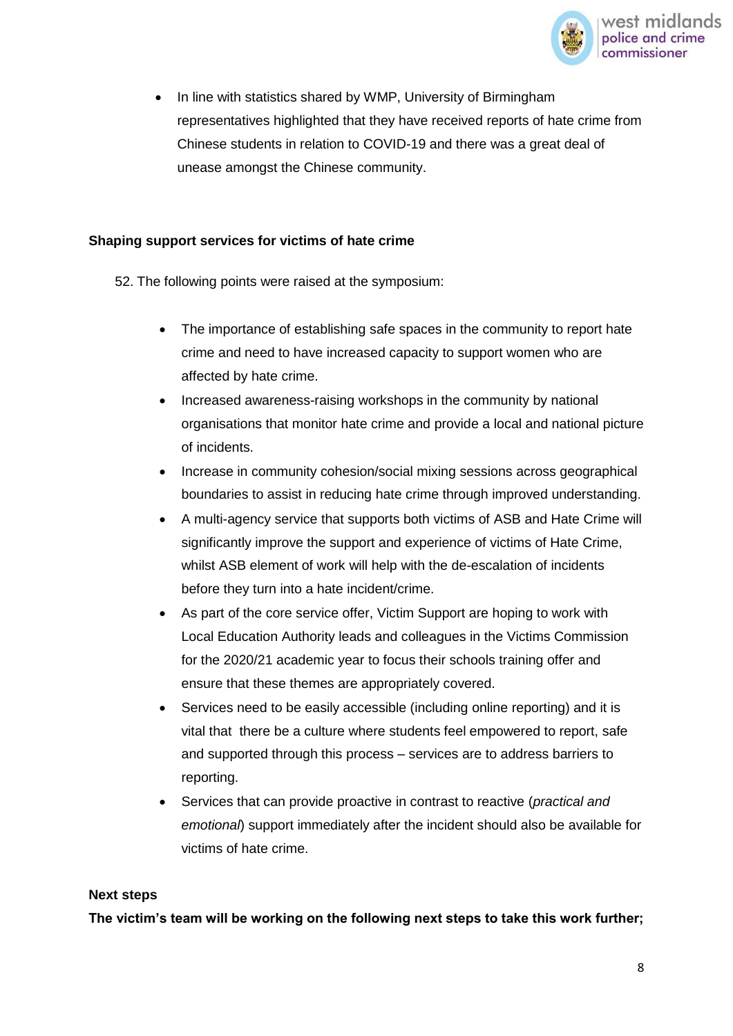- In line with statistics shared by WMP, University of Birmingham representatives highlighted that they have received reports of hate crime from Chinese students in relation to COVID-19 and there was a great deal of unease amongst the Chinese community.

**Shaping support services for victims of hate crime**

52. The following points were raised at the symposium:

- The importance of establishing safe spaces in the community to report hate crime and need to have increased capacity to support women who are affected by hate crime.
- Increased awareness-raising workshops in the community by national organisations that monitor hate crime and provide a local and national picture of incidents.
- Increase in community cohesion/social mixing sessions across geographical boundaries to assist in reducing hate crime through improved understanding.
- A multi-agency service that supports both victims of ASB and Hate Crime will significantly improve the support and experience of victims of Hate Crime, whilst ASB element of work will help with the de-escalation of incidents before they turn into a hate incident/crime.
- As part of the core service offer, Victim Support are hoping to work with Local Education Authority leads and colleagues in the Victims Commission for the 2020/21 academic year to focus their schools training offer and ensure that these themes are appropriately covered.
- Services need to be easily accessible (including online reporting) and it is vital that there be a culture where students feel empowered to report, safe and supported through this process – services are to address barriers to reporting.
- Services that can provide proactive in contrast to reactive (*practical and emotional*) support immediately after the incident should also be available for victims of hate crime.

**Next steps**

**The victim's team will be working on the following next steps to take this work further;**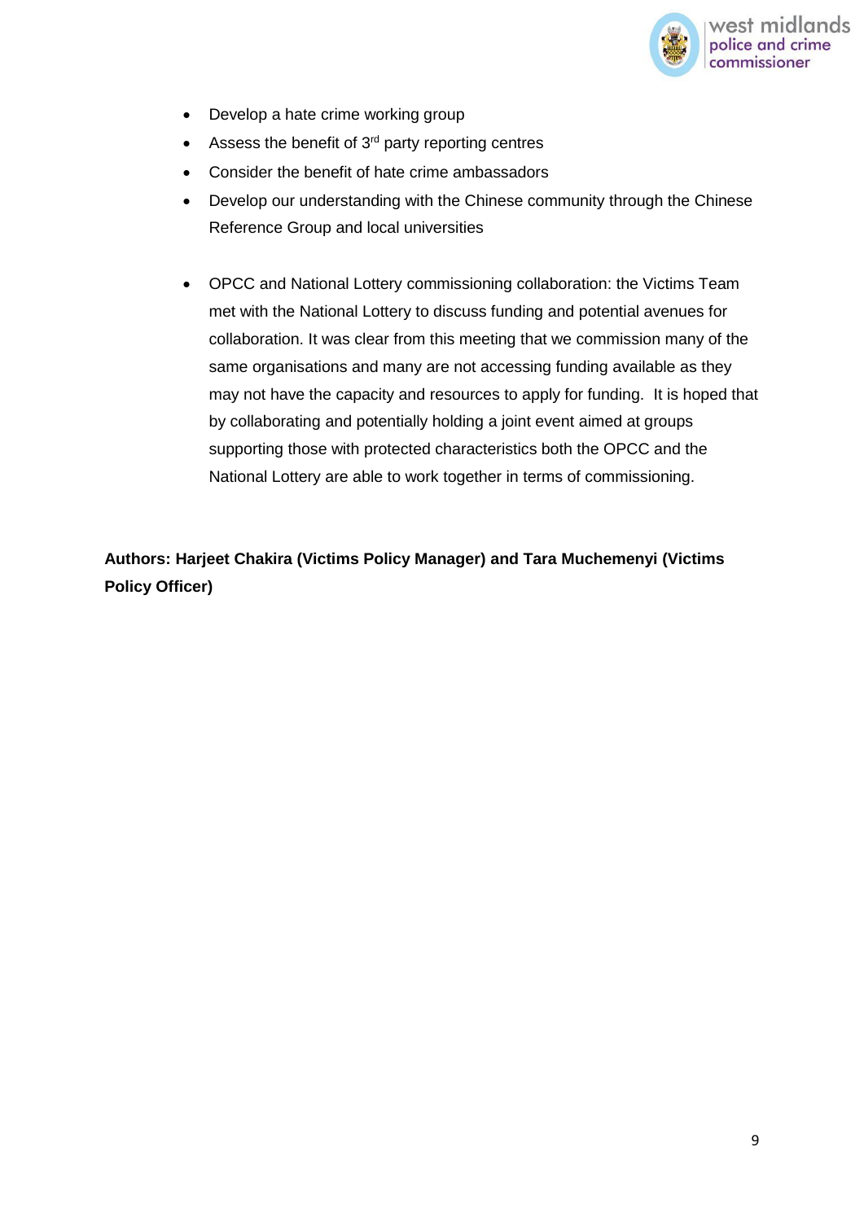- Develop a hate crime working group
- Assess the benefit of 3rd party reporting centres
- Consider the benefit of hate crime ambassadors
- Develop our understanding with the Chinese community through the Chinese Reference Group and local universities

- OPCC and National Lottery commissioning collaboration: the Victims Team met with the National Lottery to discuss funding and potential avenues for collaboration. It was clear from this meeting that we commission many of the same organisations and many are not accessing funding available as they may not have the capacity and resources to apply for funding. It is hoped that by collaborating and potentially holding a joint event aimed at groups supporting those with protected characteristics both the OPCC and the National Lottery are able to work together in terms of commissioning.

**Authors: Harjeet Chakira (Victims Policy Manager) and Tara Muchemenyi (Victims Policy Officer)**